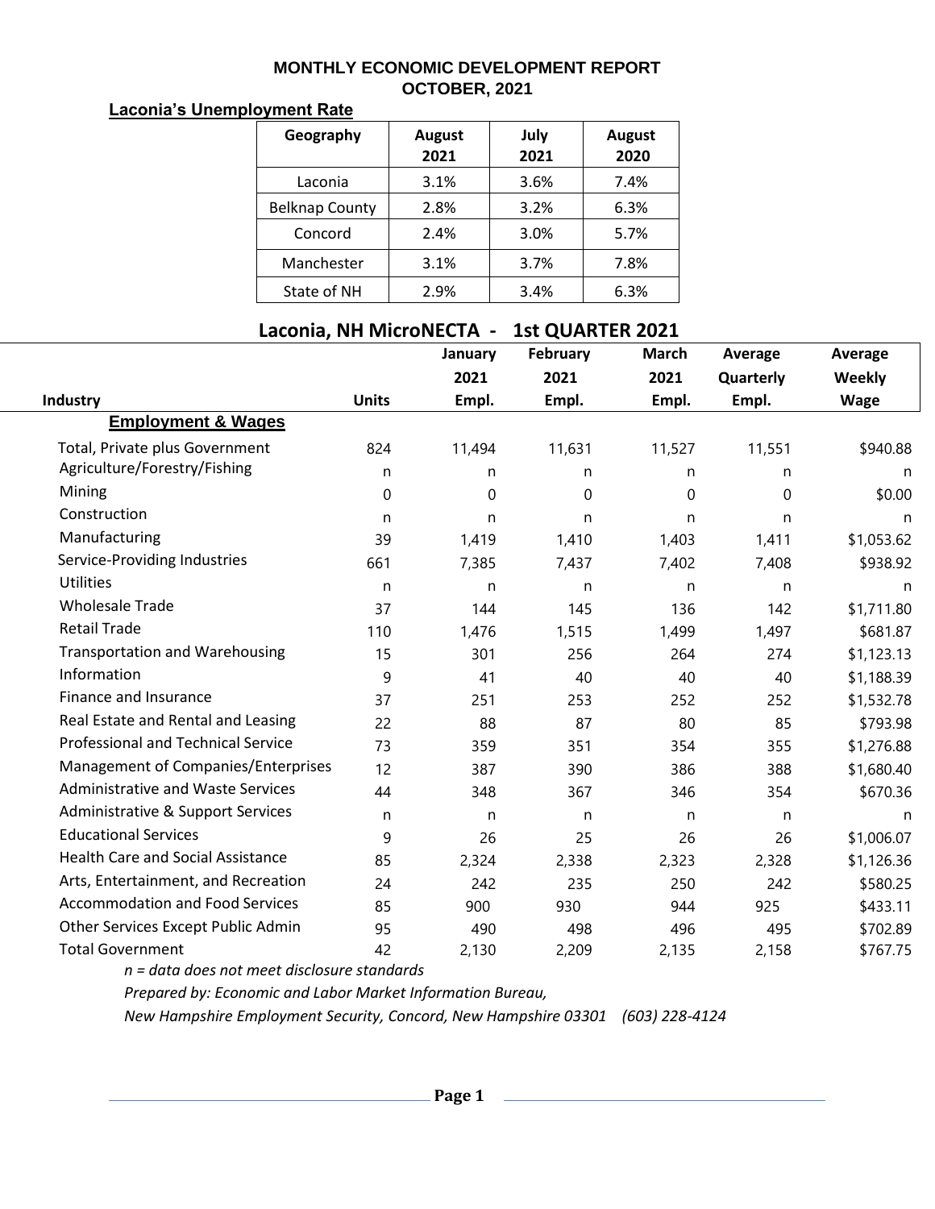# MONTHLY ECONOMIC DEVELOPMENT REPORT
## OCTOBER, 2021

**Laconia's Unemployment Rate**

| Geography | August 2021 | July 2021 | August 2020 |
|---|---|---|---|
| Laconia | 3.1% | 3.6% | 7.4% |
| Belknap County | 2.8% | 3.2% | 6.3% |
| Concord | 2.4% | 3.0% | 5.7% |
| Manchester | 3.1% | 3.7% | 7.8% |
| State of NH | 2.9% | 3.4% | 6.3% |

## Laconia, NH MicroNECTA - 1st QUARTER 2021

| Industry | Units | January 2021 Empl. | February 2021 Empl. | March 2021 Empl. | Average Quarterly Empl. | Average Weekly Wage |
|---|---|---|---|---|---|---|
| **Employment & Wages** | | | | | | |
| Total, Private plus Government | 824 | 11,494 | 11,631 | 11,527 | 11,551 | $940.88 |
| Agriculture/Forestry/Fishing | n | n | n | n | n | n |
| Mining | 0 | 0 | 0 | 0 | 0 | $0.00 |
| Construction | n | n | n | n | n | n |
| Manufacturing | 39 | 1,419 | 1,410 | 1,403 | 1,411 | $1,053.62 |
| Service-Providing Industries | 661 | 7,385 | 7,437 | 7,402 | 7,408 | $938.92 |
| Utilities | n | n | n | n | n | n |
| Wholesale Trade | 37 | 144 | 145 | 136 | 142 | $1,711.80 |
| Retail Trade | 110 | 1,476 | 1,515 | 1,499 | 1,497 | $681.87 |
| Transportation and Warehousing | 15 | 301 | 256 | 264 | 274 | $1,123.13 |
| Information | 9 | 41 | 40 | 40 | 40 | $1,188.39 |
| Finance and Insurance | 37 | 251 | 253 | 252 | 252 | $1,532.78 |
| Real Estate and Rental and Leasing | 22 | 88 | 87 | 80 | 85 | $793.98 |
| Professional and Technical Service | 73 | 359 | 351 | 354 | 355 | $1,276.88 |
| Management of Companies/Enterprises | 12 | 387 | 390 | 386 | 388 | $1,680.40 |
| Administrative and Waste Services | 44 | 348 | 367 | 346 | 354 | $670.36 |
| Administrative & Support Services | n | n | n | n | n | n |
| Educational Services | 9 | 26 | 25 | 26 | 26 | $1,006.07 |
| Health Care and Social Assistance | 85 | 2,324 | 2,338 | 2,323 | 2,328 | $1,126.36 |
| Arts, Entertainment, and Recreation | 24 | 242 | 235 | 250 | 242 | $580.25 |
| Accommodation and Food Services | 85 | 900 | 930 | 944 | 925 | $433.11 |
| Other Services Except Public Admin | 95 | 490 | 498 | 496 | 495 | $702.89 |
| Total Government | 42 | 2,130 | 2,209 | 2,135 | 2,158 | $767.75 |

*n = data does not meet disclosure standards*

*Prepared by: Economic and Labor Market Information Bureau,*

*New Hampshire Employment Security, Concord, New Hampshire 03301 (603) 228-4124*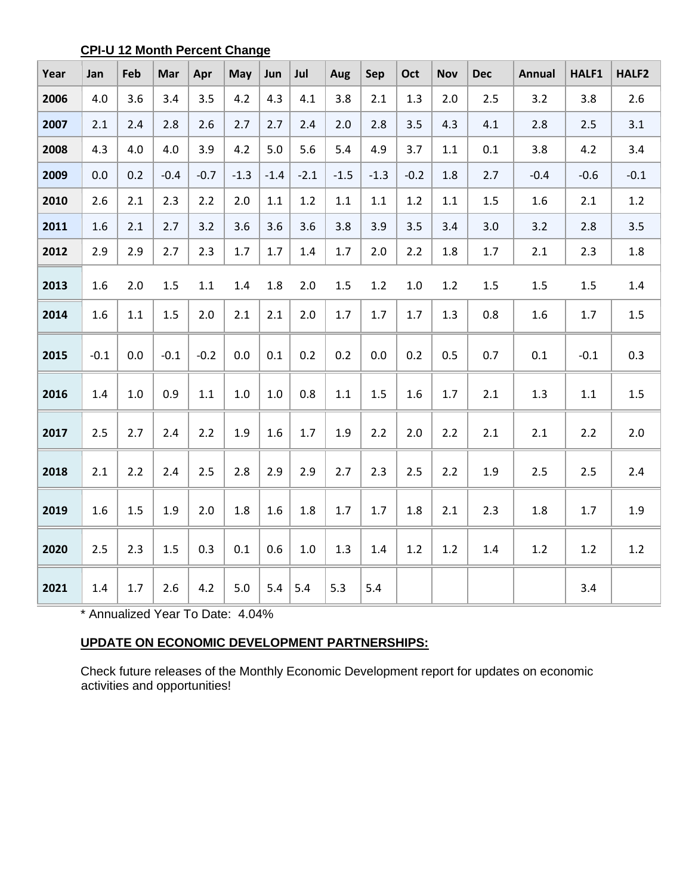**CPI-U 12 Month Percent Change**

| Year | Jan | Feb | Mar | Apr | May | Jun | Jul | Aug | Sep | Oct | Nov | Dec | Annual | HALF1 | HALF2 |
|---|---|---|---|---|---|---|---|---|---|---|---|---|---|---|---|
| 2006 | 4.0 | 3.6 | 3.4 | 3.5 | 4.2 | 4.3 | 4.1 | 3.8 | 2.1 | 1.3 | 2.0 | 2.5 | 3.2 | 3.8 | 2.6 |
| 2007 | 2.1 | 2.4 | 2.8 | 2.6 | 2.7 | 2.7 | 2.4 | 2.0 | 2.8 | 3.5 | 4.3 | 4.1 | 2.8 | 2.5 | 3.1 |
| 2008 | 4.3 | 4.0 | 4.0 | 3.9 | 4.2 | 5.0 | 5.6 | 5.4 | 4.9 | 3.7 | 1.1 | 0.1 | 3.8 | 4.2 | 3.4 |
| 2009 | 0.0 | 0.2 | -0.4 | -0.7 | -1.3 | -1.4 | -2.1 | -1.5 | -1.3 | -0.2 | 1.8 | 2.7 | -0.4 | -0.6 | -0.1 |
| 2010 | 2.6 | 2.1 | 2.3 | 2.2 | 2.0 | 1.1 | 1.2 | 1.1 | 1.1 | 1.2 | 1.1 | 1.5 | 1.6 | 2.1 | 1.2 |
| 2011 | 1.6 | 2.1 | 2.7 | 3.2 | 3.6 | 3.6 | 3.6 | 3.8 | 3.9 | 3.5 | 3.4 | 3.0 | 3.2 | 2.8 | 3.5 |
| 2012 | 2.9 | 2.9 | 2.7 | 2.3 | 1.7 | 1.7 | 1.4 | 1.7 | 2.0 | 2.2 | 1.8 | 1.7 | 2.1 | 2.3 | 1.8 |
| 2013 | 1.6 | 2.0 | 1.5 | 1.1 | 1.4 | 1.8 | 2.0 | 1.5 | 1.2 | 1.0 | 1.2 | 1.5 | 1.5 | 1.5 | 1.4 |
| 2014 | 1.6 | 1.1 | 1.5 | 2.0 | 2.1 | 2.1 | 2.0 | 1.7 | 1.7 | 1.7 | 1.3 | 0.8 | 1.6 | 1.7 | 1.5 |
| 2015 | -0.1 | 0.0 | -0.1 | -0.2 | 0.0 | 0.1 | 0.2 | 0.2 | 0.0 | 0.2 | 0.5 | 0.7 | 0.1 | -0.1 | 0.3 |
| 2016 | 1.4 | 1.0 | 0.9 | 1.1 | 1.0 | 1.0 | 0.8 | 1.1 | 1.5 | 1.6 | 1.7 | 2.1 | 1.3 | 1.1 | 1.5 |
| 2017 | 2.5 | 2.7 | 2.4 | 2.2 | 1.9 | 1.6 | 1.7 | 1.9 | 2.2 | 2.0 | 2.2 | 2.1 | 2.1 | 2.2 | 2.0 |
| 2018 | 2.1 | 2.2 | 2.4 | 2.5 | 2.8 | 2.9 | 2.9 | 2.7 | 2.3 | 2.5 | 2.2 | 1.9 | 2.5 | 2.5 | 2.4 |
| 2019 | 1.6 | 1.5 | 1.9 | 2.0 | 1.8 | 1.6 | 1.8 | 1.7 | 1.7 | 1.8 | 2.1 | 2.3 | 1.8 | 1.7 | 1.9 |
| 2020 | 2.5 | 2.3 | 1.5 | 0.3 | 0.1 | 0.6 | 1.0 | 1.3 | 1.4 | 1.2 | 1.2 | 1.4 | 1.2 | 1.2 | 1.2 |
| 2021 | 1.4 | 1.7 | 2.6 | 4.2 | 5.0 | 5.4 | 5.4 | 5.3 | 5.4 | | | | | 3.4 | |

* Annualized Year To Date: 4.04%

**UPDATE ON ECONOMIC DEVELOPMENT PARTNERSHIPS:**

Check future releases of the Monthly Economic Development report for updates on economic activities and opportunities!